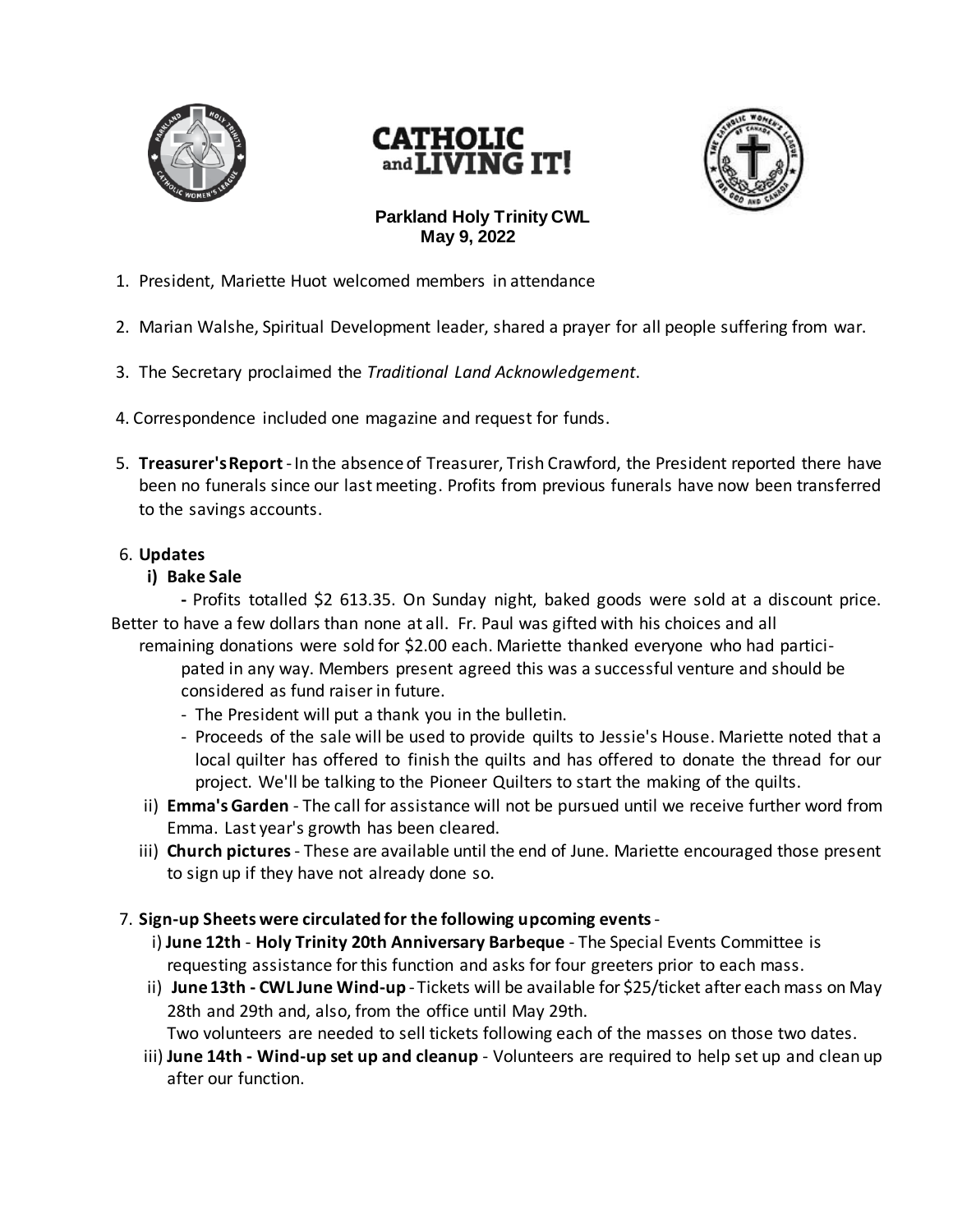**CATHOLIC and LIVING IT!**

**Parkland Holy Trinity CWL**
**May 9, 2022**

1. President, Mariette Huot welcomed members in attendance

2. Marian Walshe, Spiritual Development leader, shared a prayer for all people suffering from war.

3. The Secretary proclaimed the *Traditional Land Acknowledgement*.

4. Correspondence included one magazine and request for funds.

5. **Treasurer's Report** - In the absence of Treasurer, Trish Crawford, the President reported there have been no funerals since our last meeting. Profits from previous funerals have now been transferred to the savings accounts.

6. **Updates**

   **i) Bake Sale**

   - Profits totalled $2 613.35. On Sunday night, baked goods were sold at a discount price. Better to have a few dollars than none at all. Fr. Paul was gifted with his choices and all remaining donations were sold for $2.00 each. Mariette thanked everyone who had participated in any way. Members present agreed this was a successful venture and should be considered as fund raiser in future.
     - The President will put a thank you in the bulletin.
     - Proceeds of the sale will be used to provide quilts to Jessie's House. Mariette noted that a local quilter has offered to finish the quilts and has offered to donate the thread for our project. We'll be talking to the Pioneer Quilters to start the making of the quilts.

   ii) **Emma's Garden** - The call for assistance will not be pursued until we receive further word from Emma. Last year's growth has been cleared.

   iii) **Church pictures** - These are available until the end of June. Mariette encouraged those present to sign up if they have not already done so.

7. **Sign-up Sheets were circulated for the following upcoming events** -

   i) **June 12th** - **Holy Trinity 20th Anniversary Barbeque** - The Special Events Committee is requesting assistance for this function and asks for four greeters prior to each mass.

   ii) **June 13th - CWL June Wind-up** - Tickets will be available for $25/ticket after each mass on May 28th and 29th and, also, from the office until May 29th.
   Two volunteers are needed to sell tickets following each of the masses on those two dates.

   iii) **June 14th - Wind-up set up and cleanup** - Volunteers are required to help set up and clean up after our function.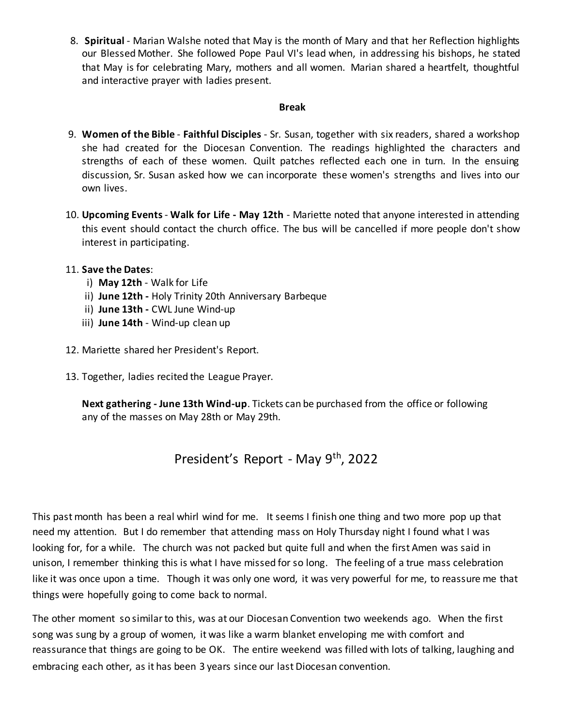8. **Spiritual** - Marian Walshe noted that May is the month of Mary and that her Reflection highlights our Blessed Mother. She followed Pope Paul VI's lead when, in addressing his bishops, he stated that May is for celebrating Mary, mothers and all women. Marian shared a heartfelt, thoughtful and interactive prayer with ladies present.

**Break**

9. **Women of the Bible** - **Faithful Disciples** - Sr. Susan, together with six readers, shared a workshop she had created for the Diocesan Convention. The readings highlighted the characters and strengths of each of these women. Quilt patches reflected each one in turn. In the ensuing discussion, Sr. Susan asked how we can incorporate these women's strengths and lives into our own lives.

10. **Upcoming Events** - **Walk for Life - May 12th** - Mariette noted that anyone interested in attending this event should contact the church office. The bus will be cancelled if more people don't show interest in participating.

11. **Save the Dates**:
    - i) **May 12th** - Walk for Life
    - ii) **June 12th -** Holy Trinity 20th Anniversary Barbeque
    - ii) **June 13th -** CWL June Wind-up
    - iii) **June 14th** - Wind-up clean up

12. Mariette shared her President's Report.

13. Together, ladies recited the League Prayer.

**Next gathering - June 13th Wind-up**. Tickets can be purchased from the office or following any of the masses on May 28th or May 29th.

# President's Report - May 9th, 2022

This past month has been a real whirl wind for me. It seems I finish one thing and two more pop up that need my attention. But I do remember that attending mass on Holy Thursday night I found what I was looking for, for a while. The church was not packed but quite full and when the first Amen was said in unison, I remember thinking this is what I have missed for so long. The feeling of a true mass celebration like it was once upon a time. Though it was only one word, it was very powerful for me, to reassure me that things were hopefully going to come back to normal.

The other moment so similar to this, was at our Diocesan Convention two weekends ago. When the first song was sung by a group of women, it was like a warm blanket enveloping me with comfort and reassurance that things are going to be OK. The entire weekend was filled with lots of talking, laughing and embracing each other, as it has been 3 years since our last Diocesan convention.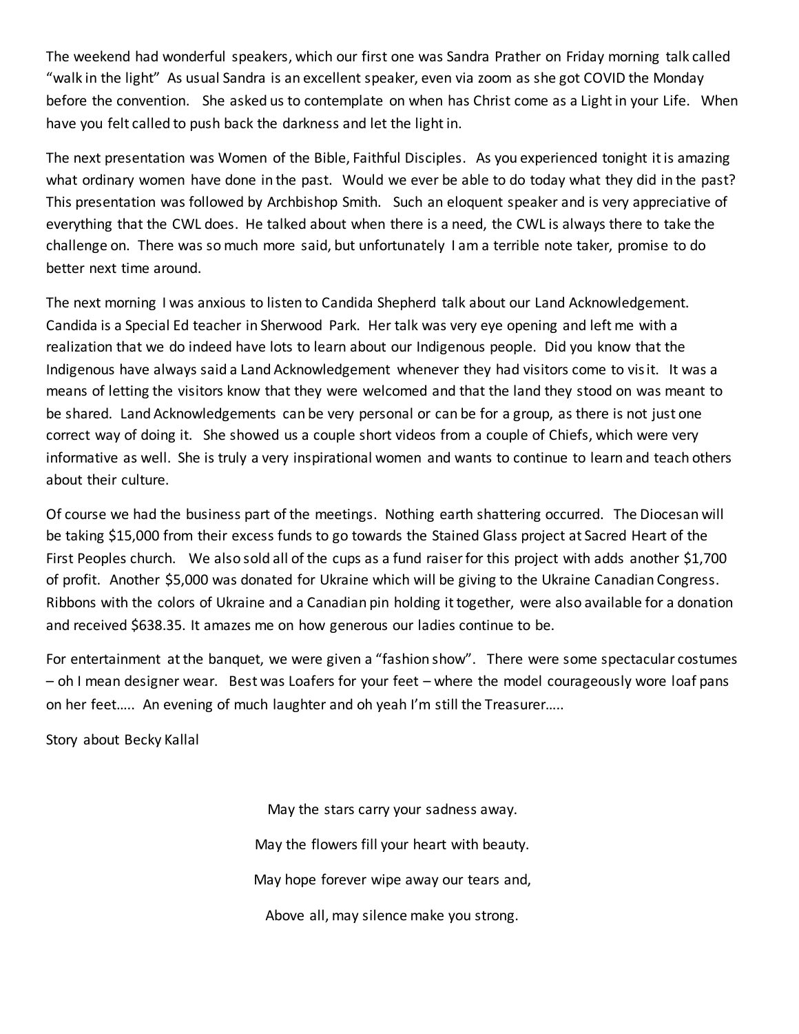The weekend had wonderful speakers, which our first one was Sandra Prather on Friday morning talk called "walk in the light" As usual Sandra is an excellent speaker, even via zoom as she got COVID the Monday before the convention. She asked us to contemplate on when has Christ come as a Light in your Life. When have you felt called to push back the darkness and let the light in.

The next presentation was Women of the Bible, Faithful Disciples. As you experienced tonight it is amazing what ordinary women have done in the past. Would we ever be able to do today what they did in the past? This presentation was followed by Archbishop Smith. Such an eloquent speaker and is very appreciative of everything that the CWL does. He talked about when there is a need, the CWL is always there to take the challenge on. There was so much more said, but unfortunately I am a terrible note taker, promise to do better next time around.

The next morning I was anxious to listen to Candida Shepherd talk about our Land Acknowledgement. Candida is a Special Ed teacher in Sherwood Park. Her talk was very eye opening and left me with a realization that we do indeed have lots to learn about our Indigenous people. Did you know that the Indigenous have always said a Land Acknowledgement whenever they had visitors come to visit. It was a means of letting the visitors know that they were welcomed and that the land they stood on was meant to be shared. Land Acknowledgements can be very personal or can be for a group, as there is not just one correct way of doing it. She showed us a couple short videos from a couple of Chiefs, which were very informative as well. She is truly a very inspirational women and wants to continue to learn and teach others about their culture.

Of course we had the business part of the meetings. Nothing earth shattering occurred. The Diocesan will be taking $15,000 from their excess funds to go towards the Stained Glass project at Sacred Heart of the First Peoples church. We also sold all of the cups as a fund raiser for this project with adds another $1,700 of profit. Another $5,000 was donated for Ukraine which will be giving to the Ukraine Canadian Congress. Ribbons with the colors of Ukraine and a Canadian pin holding it together, were also available for a donation and received $638.35. It amazes me on how generous our ladies continue to be.

For entertainment at the banquet, we were given a "fashion show". There were some spectacular costumes – oh I mean designer wear. Best was Loafers for your feet – where the model courageously wore loaf pans on her feet….. An evening of much laughter and oh yeah I'm still the Treasurer…..

Story about Becky Kallal

May the stars carry your sadness away.

May the flowers fill your heart with beauty.

May hope forever wipe away our tears and,

Above all, may silence make you strong.